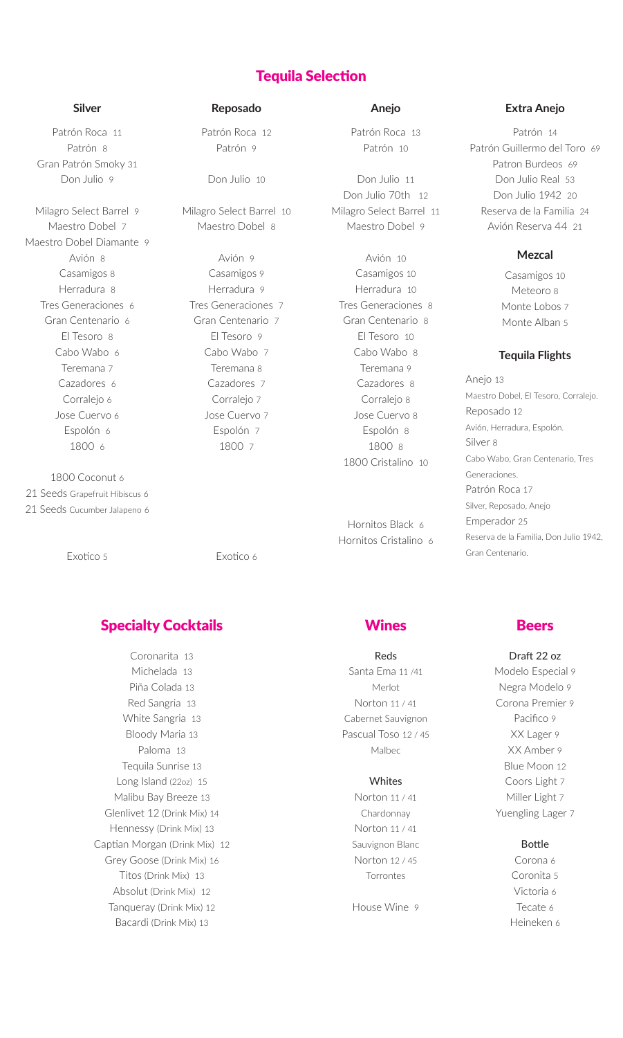# Tequila Selection

### Silver

Patrón Roca 11
Patrón 8
Gran Patrón Smoky 31
Don Julio 9

Milagro Select Barrel 9
Maestro Dobel 7
Maestro Dobel Diamante 9
Avión 8
Casamigos 8
Herradura 8
Tres Generaciones 6
Gran Centenario 6
El Tesoro 8
Cabo Wabo 6
Teremana 7
Cazadores 6
Corralejo 6
Jose Cuervo 6
Espolón 6
1800 6

1800 Coconut 6
21 Seeds Grapefruit Hibiscus 6
21 Seeds Cucumber Jalapeno 6

Exotico 5

### Reposado

Patrón Roca 12
Patrón 9

Don Julio 10

Milagro Select Barrel 10
Maestro Dobel 8

Avión 9
Casamigos 9
Herradura 9
Tres Generaciones 7
Gran Centenario 7
El Tesoro 9
Cabo Wabo 7
Teremana 8
Cazadores 7
Corralejo 7
Jose Cuervo 7
Espolón 7
1800 7

Exotico 6

### Anejo

Patrón Roca 13
Patrón 10

Don Julio 11
Don Julio 70th 12
Milagro Select Barrel 11
Maestro Dobel 9

Avión 10
Casamigos 10
Herradura 10
Tres Generaciones 8
Gran Centenario 8
El Tesoro 10
Cabo Wabo 8
Teremana 9
Cazadores 8
Corralejo 8
Jose Cuervo 8
Espolón 8
1800 8
1800 Cristalino 10

Hornitos Black 6
Hornitos Cristalino 6

### Extra Anejo

Patrón 14
Patrón Guillermo del Toro 69
Patron Burdeos 69
Don Julio Real 53
Don Julio 1942 20
Reserva de la Familia 24
Avión Reserva 44 21

### Mezcal

Casamigos 10
Meteoro 8
Monte Lobos 7
Monte Alban 5

### Tequila Flights

Anejo 13
Maestro Dobel, El Tesoro, Corralejo.
Reposado 12
Avión, Herradura, Espolón.
Silver 8
Cabo Wabo, Gran Centenario, Tres Generaciones.
Patrón Roca 17
Silver, Reposado, Anejo
Emperador 25
Reserva de la Familia, Don Julio 1942, Gran Centenario.

# Specialty Cocktails

Coronarita 13
Michelada 13
Piña Colada 13
Red Sangria 13
White Sangria 13
Bloody Maria 13
Paloma 13
Tequila Sunrise 13
Long Island (22oz) 15
Malibu Bay Breeze 13
Glenlivet 12 (Drink Mix) 14
Hennessy (Drink Mix) 13
Captian Morgan (Drink Mix) 12
Grey Goose (Drink Mix) 16
Titos (Drink Mix) 13
Absolut (Drink Mix) 12
Tanqueray (Drink Mix) 12
Bacardi (Drink Mix) 13

# Wines

### Reds

Santa Ema 11 /41
Merlot
Norton 11 / 41
Cabernet Sauvignon
Pascual Toso 12 / 45
Malbec

### Whites

Norton 11 / 41
Chardonnay
Norton 11 / 41
Sauvignon Blanc
Norton 12 / 45
Torrontes

House Wine 9

# Beers

### Draft 22 oz

Modelo Especial 9
Negra Modelo 9
Corona Premier 9
Pacifico 9
XX Lager 9
XX Amber 9
Blue Moon 12
Coors Light 7
Miller Light 7
Yuengling Lager 7

### Bottle

Corona 6
Coronita 5
Victoria 6
Tecate 6
Heineken 6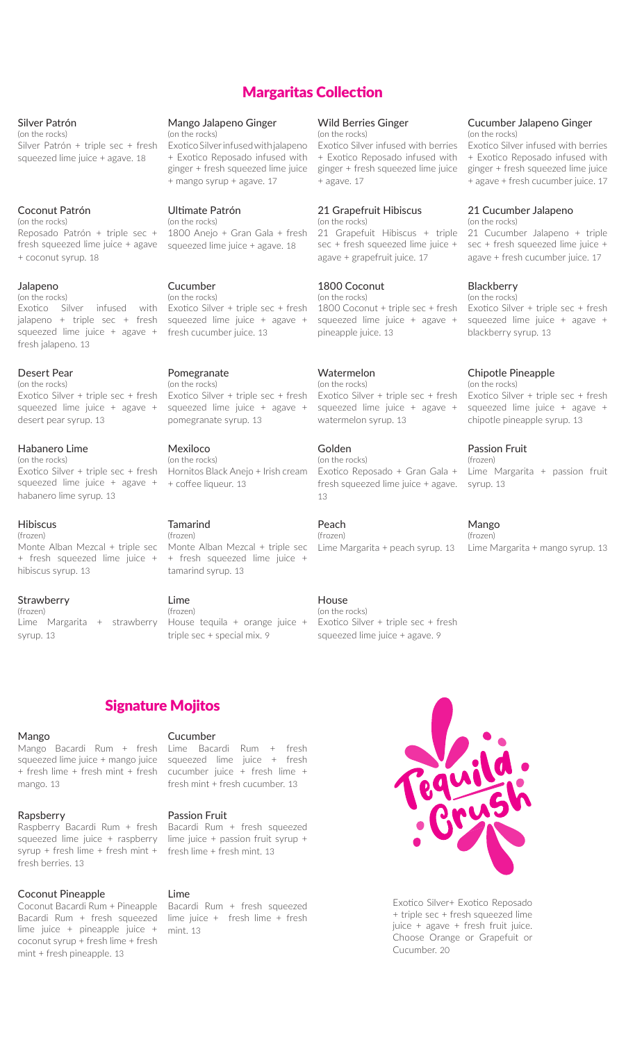# Margaritas Collection

### Silver Patrón
(on the rocks)
Silver Patrón + triple sec + fresh squeezed lime juice + agave. 18

### Coconut Patrón
(on the rocks)
Reposado Patrón + triple sec + fresh squeezed lime juice + agave + coconut syrup. 18

### Jalapeno
(on the rocks)
Exotico Silver infused with jalapeno + triple sec + fresh squeezed lime juice + agave + fresh jalapeno. 13

### Desert Pear
(on the rocks)
Exotico Silver + triple sec + fresh squeezed lime juice + agave + desert pear syrup. 13

### Habanero Lime
(on the rocks)
Exotico Silver + triple sec + fresh squeezed lime juice + agave + habanero lime syrup. 13

### Hibiscus
(frozen)
Monte Alban Mezcal + triple sec + fresh squeezed lime juice + hibiscus syrup. 13

### Strawberry
(frozen)
Lime Margarita + strawberry syrup. 13

### Mango Jalapeno Ginger
(on the rocks)
Exotico Silver infused with jalapeno + Exotico Reposado infused with ginger + fresh squeezed lime juice + mango syrup + agave. 17

### Ultimate Patrón
(on the rocks)
1800 Anejo + Gran Gala + fresh squeezed lime juice + agave. 18

### Cucumber
(on the rocks)
Exotico Silver + triple sec + fresh squeezed lime juice + agave + fresh cucumber juice. 13

### Pomegranate
(on the rocks)
Exotico Silver + triple sec + fresh squeezed lime juice + agave + pomegranate syrup. 13

### Mexiloco
(on the rocks)
Hornitos Black Anejo + Irish cream + coffee liqueur. 13

### Tamarind
(frozen)
Monte Alban Mezcal + triple sec + fresh squeezed lime juice + tamarind syrup. 13

### Lime
(frozen)
House tequila + orange juice + triple sec + special mix. 9

### Wild Berries Ginger
(on the rocks)
Exotico Silver infused with berries + Exotico Reposado infused with ginger + fresh squeezed lime juice + agave. 17

### 21 Grapefruit Hibiscus
(on the rocks)
21 Grapefuit Hibiscus + triple sec + fresh squeezed lime juice + agave + grapefruit juice. 17

### 1800 Coconut
(on the rocks)
1800 Coconut + triple sec + fresh squeezed lime juice + agave + pineapple juice. 13

### Watermelon
(on the rocks)
Exotico Silver + triple sec + fresh squeezed lime juice + agave + watermelon syrup. 13

### Golden
(on the rocks)
Exotico Reposado + Gran Gala + fresh squeezed lime juice + agave. 13

### Peach
(frozen)
Lime Margarita + peach syrup. 13

### House
(on the rocks)
Exotico Silver + triple sec + fresh squeezed lime juice + agave. 9

### Cucumber Jalapeno Ginger
(on the rocks)
Exotico Silver infused with berries + Exotico Reposado infused with ginger + fresh squeezed lime juice + agave + fresh cucumber juice. 17

### 21 Cucumber Jalapeno
(on the rocks)
21 Cucumber Jalapeno + triple sec + fresh squeezed lime juice + agave + fresh cucumber juice. 17

### Blackberry
(on the rocks)
Exotico Silver + triple sec + fresh squeezed lime juice + agave + blackberry syrup. 13

### Chipotle Pineapple
(on the rocks)
Exotico Silver + triple sec + fresh squeezed lime juice + agave + chipotle pineapple syrup. 13

### Passion Fruit
(frozen)
Lime Margarita + passion fruit syrup. 13

### Mango
(frozen)
Lime Margarita + mango syrup. 13

# Signature Mojitos

### Mango
Mango Bacardi Rum + fresh squeezed lime juice + mango juice + fresh lime + fresh mint + fresh mango. 13

### Rapsberry
Raspberry Bacardi Rum + fresh squeezed lime juice + raspberry syrup + fresh lime + fresh mint + fresh berries. 13

### Coconut Pineapple
Coconut Bacardi Rum + Pineapple Bacardi Rum + fresh squeezed lime juice + pineapple juice + coconut syrup + fresh lime + fresh mint + fresh pineapple. 13

### Cucumber
Lime Bacardi Rum + fresh squeezed lime juice + fresh cucumber juice + fresh lime + fresh mint + fresh cucumber. 13

### Passion Fruit
Bacardi Rum + fresh squeezed lime juice + passion fruit syrup + fresh lime + fresh mint. 13

### Lime
Bacardi Rum + fresh squeezed lime juice + fresh lime + fresh mint. 13

# Tequila Crush

Exotico Silver+ Exotico Reposado + triple sec + fresh squeezed lime juice + agave + fresh fruit juice. Choose Orange or Grapefuit or Cucumber. 20